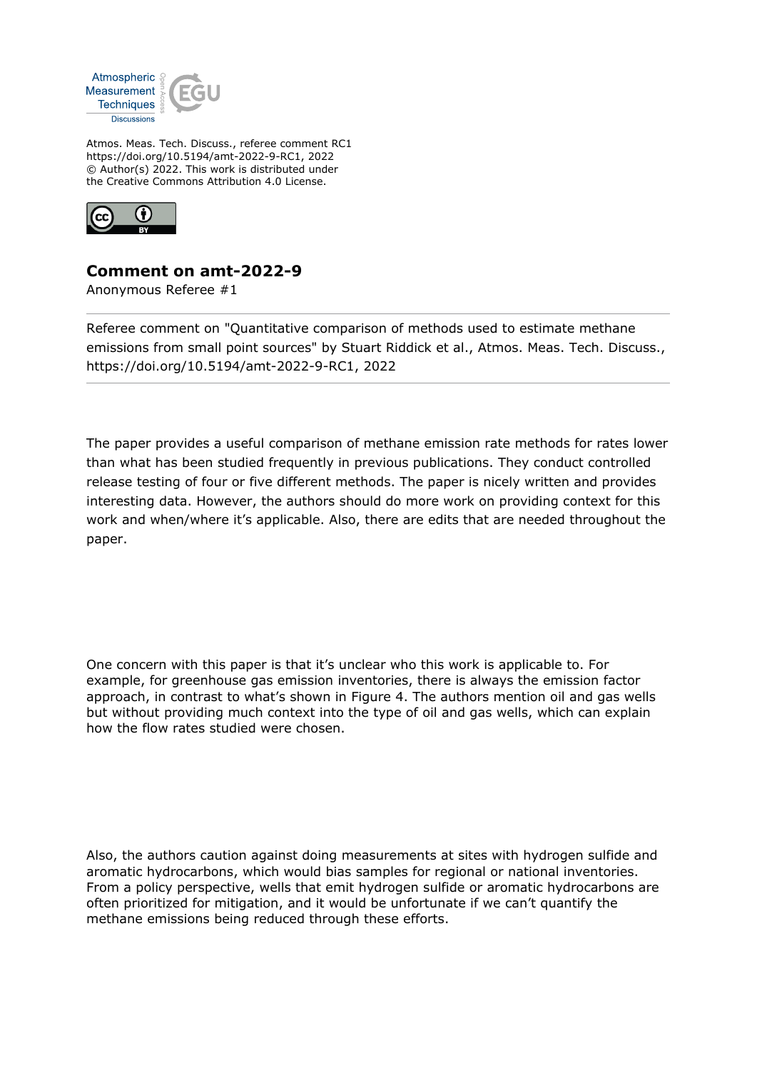Atmos. Meas. Tech. Discuss., referee comment RC1
https://doi.org/10.5194/amt-2022-9-RC1, 2022
© Author(s) 2022. This work is distributed under
the Creative Commons Attribution 4.0 License.

## Comment on amt-2022-9

Anonymous Referee #1

Referee comment on "Quantitative comparison of methods used to estimate methane emissions from small point sources" by Stuart Riddick et al., Atmos. Meas. Tech. Discuss., https://doi.org/10.5194/amt-2022-9-RC1, 2022

The paper provides a useful comparison of methane emission rate methods for rates lower than what has been studied frequently in previous publications. They conduct controlled release testing of four or five different methods. The paper is nicely written and provides interesting data. However, the authors should do more work on providing context for this work and when/where it's applicable. Also, there are edits that are needed throughout the paper.

One concern with this paper is that it's unclear who this work is applicable to. For example, for greenhouse gas emission inventories, there is always the emission factor approach, in contrast to what's shown in Figure 4. The authors mention oil and gas wells but without providing much context into the type of oil and gas wells, which can explain how the flow rates studied were chosen.

Also, the authors caution against doing measurements at sites with hydrogen sulfide and aromatic hydrocarbons, which would bias samples for regional or national inventories. From a policy perspective, wells that emit hydrogen sulfide or aromatic hydrocarbons are often prioritized for mitigation, and it would be unfortunate if we can't quantify the methane emissions being reduced through these efforts.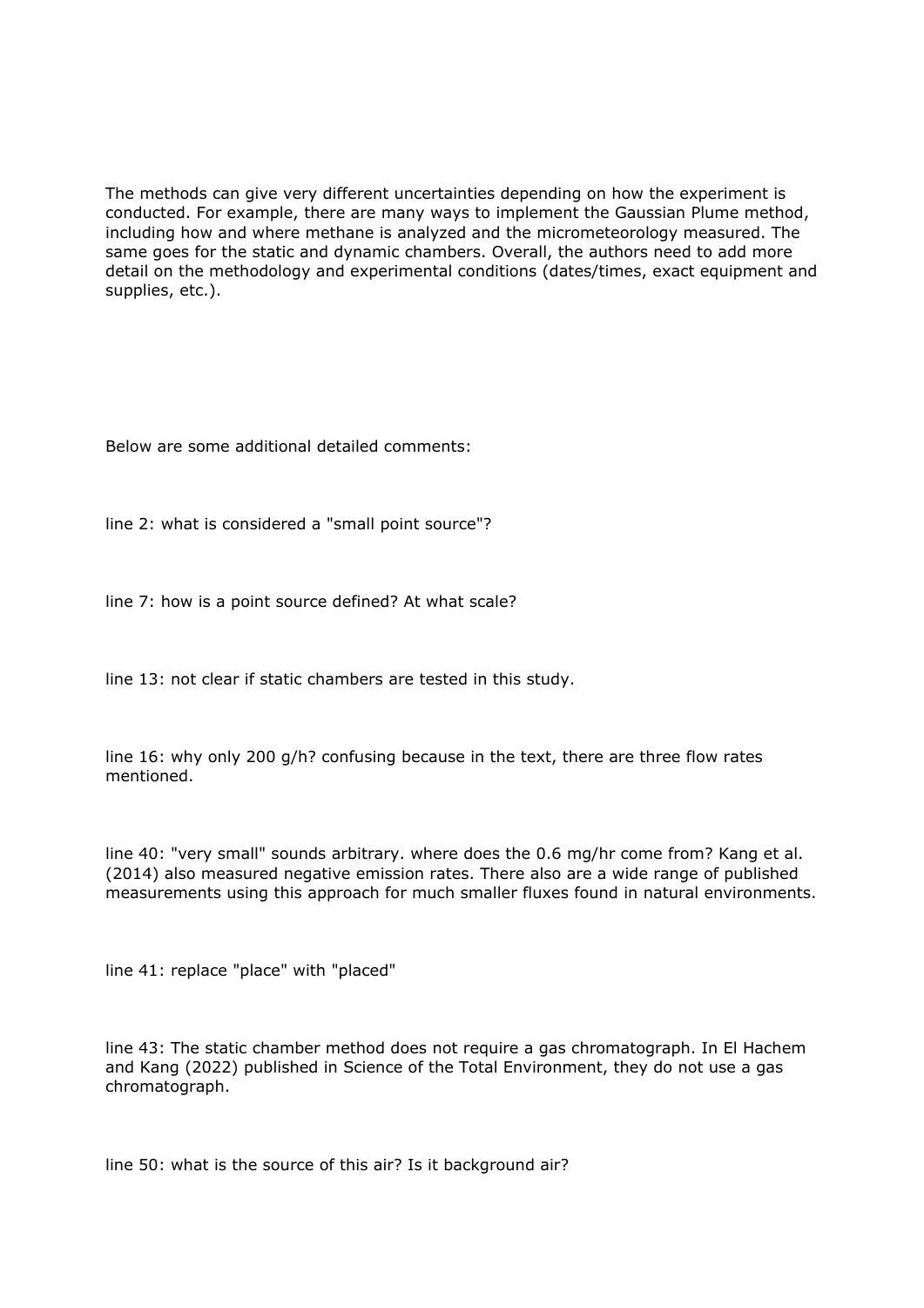The methods can give very different uncertainties depending on how the experiment is conducted. For example, there are many ways to implement the Gaussian Plume method, including how and where methane is analyzed and the micrometeorology measured. The same goes for the static and dynamic chambers. Overall, the authors need to add more detail on the methodology and experimental conditions (dates/times, exact equipment and supplies, etc.).

Below are some additional detailed comments:

line 2: what is considered a "small point source"?

line 7: how is a point source defined? At what scale?

line 13: not clear if static chambers are tested in this study.

line 16: why only 200 g/h? confusing because in the text, there are three flow rates mentioned.

line 40: "very small" sounds arbitrary. where does the 0.6 mg/hr come from? Kang et al. (2014) also measured negative emission rates. There also are a wide range of published measurements using this approach for much smaller fluxes found in natural environments.

line 41: replace "place" with "placed"

line 43: The static chamber method does not require a gas chromatograph. In El Hachem and Kang (2022) published in Science of the Total Environment, they do not use a gas chromatograph.

line 50: what is the source of this air? Is it background air?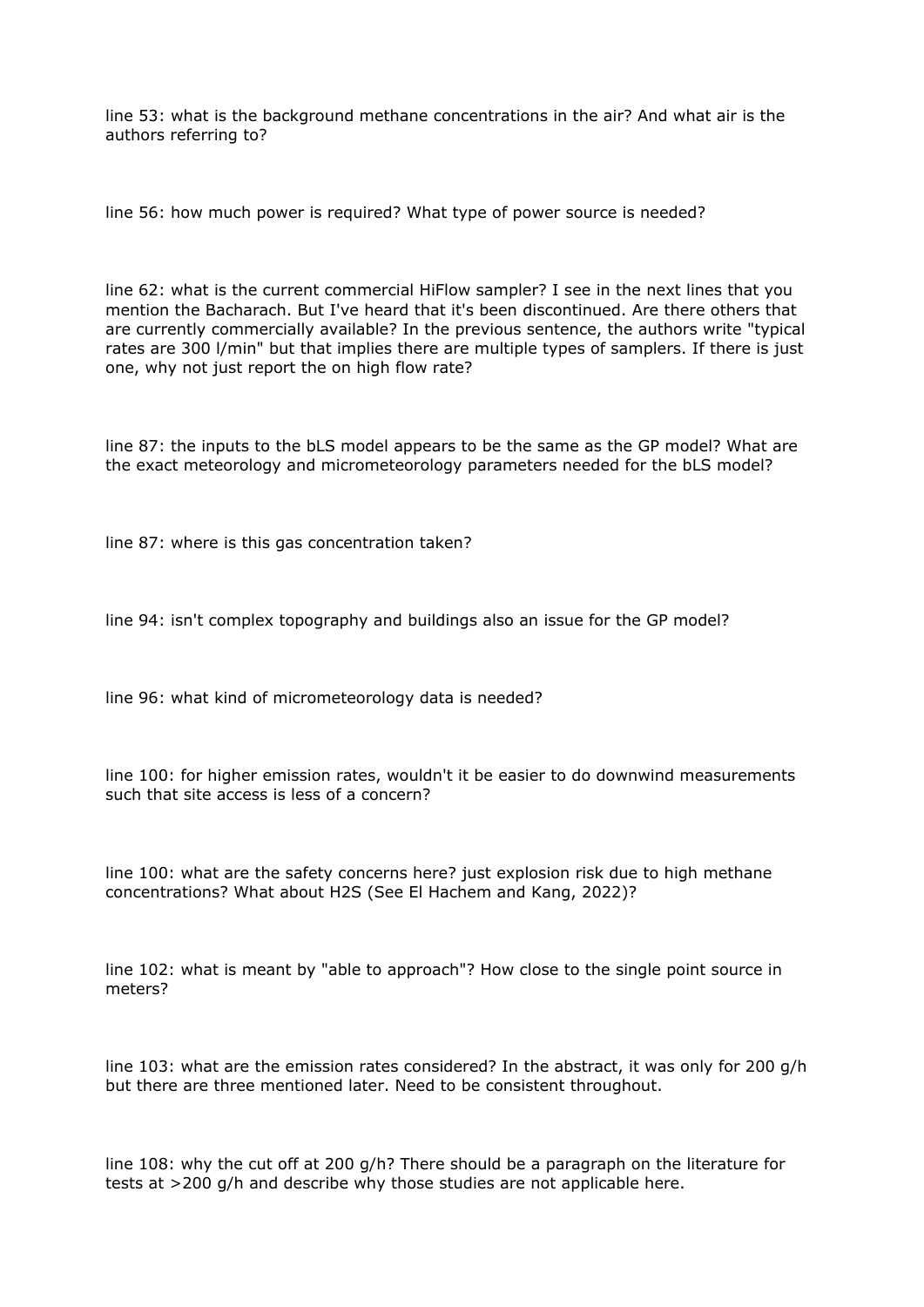line 53: what is the background methane concentrations in the air? And what air is the authors referring to?

line 56: how much power is required? What type of power source is needed?

line 62: what is the current commercial HiFlow sampler? I see in the next lines that you mention the Bacharach. But I've heard that it's been discontinued. Are there others that are currently commercially available? In the previous sentence, the authors write "typical rates are 300 l/min" but that implies there are multiple types of samplers. If there is just one, why not just report the on high flow rate?

line 87: the inputs to the bLS model appears to be the same as the GP model? What are the exact meteorology and micrometeorology parameters needed for the bLS model?

line 87: where is this gas concentration taken?

line 94: isn't complex topography and buildings also an issue for the GP model?

line 96: what kind of micrometeorology data is needed?

line 100: for higher emission rates, wouldn't it be easier to do downwind measurements such that site access is less of a concern?

line 100: what are the safety concerns here? just explosion risk due to high methane concentrations? What about $H_2S$ (See El Hachem and Kang, 2022)?

line 102: what is meant by "able to approach"? How close to the single point source in meters?

line 103: what are the emission rates considered? In the abstract, it was only for 200 g/h but there are three mentioned later. Need to be consistent throughout.

line 108: why the cut off at 200 g/h? There should be a paragraph on the literature for tests at >200 g/h and describe why those studies are not applicable here.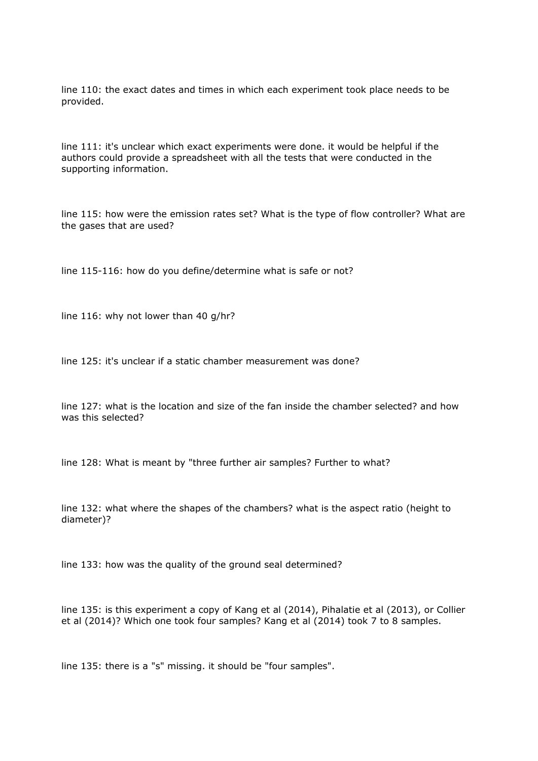line 110: the exact dates and times in which each experiment took place needs to be provided.

line 111: it's unclear which exact experiments were done. it would be helpful if the authors could provide a spreadsheet with all the tests that were conducted in the supporting information.

line 115: how were the emission rates set? What is the type of flow controller? What are the gases that are used?

line 115-116: how do you define/determine what is safe or not?

line 116: why not lower than 40 g/hr?

line 125: it's unclear if a static chamber measurement was done?

line 127: what is the location and size of the fan inside the chamber selected? and how was this selected?

line 128: What is meant by "three further air samples? Further to what?

line 132: what where the shapes of the chambers? what is the aspect ratio (height to diameter)?

line 133: how was the quality of the ground seal determined?

line 135: is this experiment a copy of Kang et al (2014), Pihalatie et al (2013), or Collier et al (2014)? Which one took four samples? Kang et al (2014) took 7 to 8 samples.

line 135: there is a "s" missing. it should be "four samples".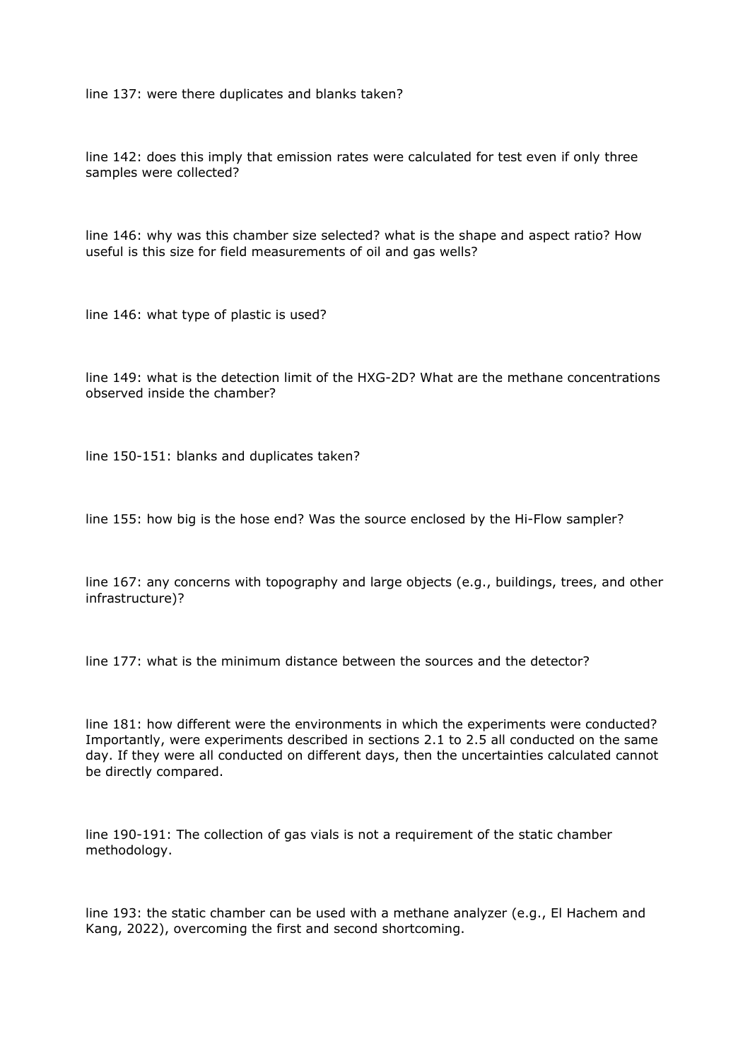line 137: were there duplicates and blanks taken?

line 142: does this imply that emission rates were calculated for test even if only three samples were collected?

line 146: why was this chamber size selected? what is the shape and aspect ratio? How useful is this size for field measurements of oil and gas wells?

line 146: what type of plastic is used?

line 149: what is the detection limit of the HXG-2D? What are the methane concentrations observed inside the chamber?

line 150-151: blanks and duplicates taken?

line 155: how big is the hose end? Was the source enclosed by the Hi-Flow sampler?

line 167: any concerns with topography and large objects (e.g., buildings, trees, and other infrastructure)?

line 177: what is the minimum distance between the sources and the detector?

line 181: how different were the environments in which the experiments were conducted? Importantly, were experiments described in sections 2.1 to 2.5 all conducted on the same day. If they were all conducted on different days, then the uncertainties calculated cannot be directly compared.

line 190-191: The collection of gas vials is not a requirement of the static chamber methodology.

line 193: the static chamber can be used with a methane analyzer (e.g., El Hachem and Kang, 2022), overcoming the first and second shortcoming.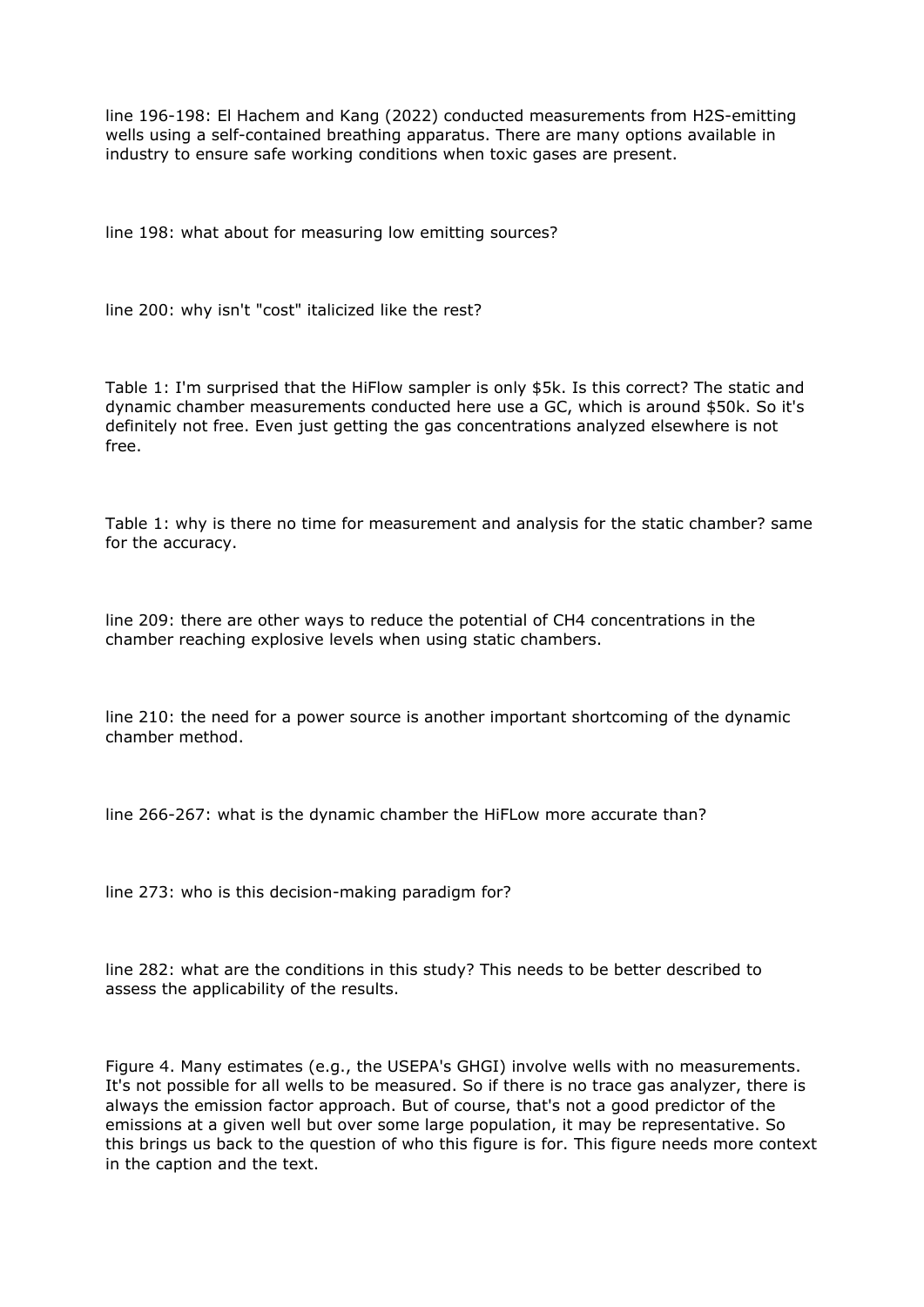line 196-198: El Hachem and Kang (2022) conducted measurements from $H_2S$-emitting wells using a self-contained breathing apparatus. There are many options available in industry to ensure safe working conditions when toxic gases are present.

line 198: what about for measuring low emitting sources?

line 200: why isn't "cost" italicized like the rest?

Table 1: I'm surprised that the HiFlow sampler is only $5k. Is this correct? The static and dynamic chamber measurements conducted here use a GC, which is around $50k. So it's definitely not free. Even just getting the gas concentrations analyzed elsewhere is not free.

Table 1: why is there no time for measurement and analysis for the static chamber? same for the accuracy.

line 209: there are other ways to reduce the potential of $CH_4$ concentrations in the chamber reaching explosive levels when using static chambers.

line 210: the need for a power source is another important shortcoming of the dynamic chamber method.

line 266-267: what is the dynamic chamber the HiFLow more accurate than?

line 273: who is this decision-making paradigm for?

line 282: what are the conditions in this study? This needs to be better described to assess the applicability of the results.

Figure 4. Many estimates (e.g., the USEPA's GHGI) involve wells with no measurements. It's not possible for all wells to be measured. So if there is no trace gas analyzer, there is always the emission factor approach. But of course, that's not a good predictor of the emissions at a given well but over some large population, it may be representative. So this brings us back to the question of who this figure is for. This figure needs more context in the caption and the text.